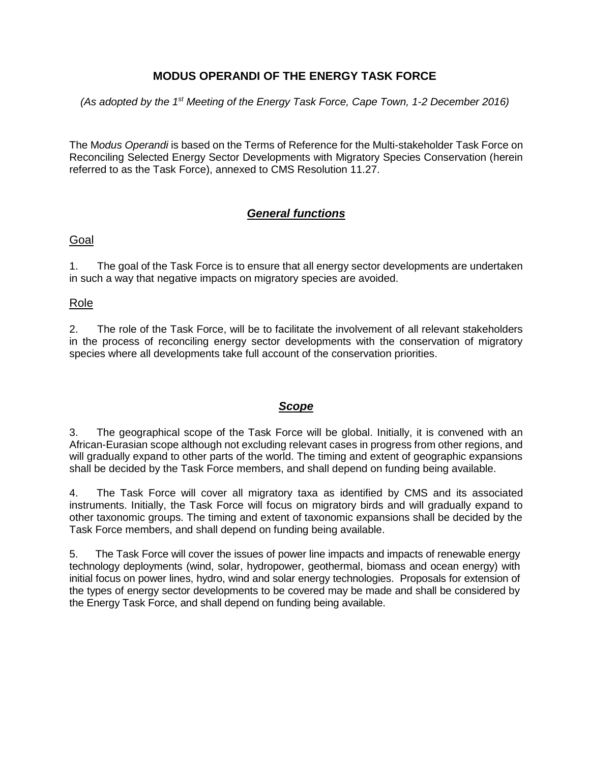# MODUS OPERANDI OF THE ENERGY TASK FORCE

*(As adopted by the 1st Meeting of the Energy Task Force, Cape Town, 1-2 December 2016)*

The M*odus Operandi* is based on the Terms of Reference for the Multi-stakeholder Task Force on Reconciling Selected Energy Sector Developments with Migratory Species Conservation (herein referred to as the Task Force), annexed to CMS Resolution 11.27.

## ***General functions***

### Goal

1. The goal of the Task Force is to ensure that all energy sector developments are undertaken in such a way that negative impacts on migratory species are avoided.

### Role

2. The role of the Task Force, will be to facilitate the involvement of all relevant stakeholders in the process of reconciling energy sector developments with the conservation of migratory species where all developments take full account of the conservation priorities.

## ***Scope***

3. The geographical scope of the Task Force will be global. Initially, it is convened with an African-Eurasian scope although not excluding relevant cases in progress from other regions, and will gradually expand to other parts of the world. The timing and extent of geographic expansions shall be decided by the Task Force members, and shall depend on funding being available.

4. The Task Force will cover all migratory taxa as identified by CMS and its associated instruments. Initially, the Task Force will focus on migratory birds and will gradually expand to other taxonomic groups. The timing and extent of taxonomic expansions shall be decided by the Task Force members, and shall depend on funding being available.

5. The Task Force will cover the issues of power line impacts and impacts of renewable energy technology deployments (wind, solar, hydropower, geothermal, biomass and ocean energy) with initial focus on power lines, hydro, wind and solar energy technologies. Proposals for extension of the types of energy sector developments to be covered may be made and shall be considered by the Energy Task Force, and shall depend on funding being available.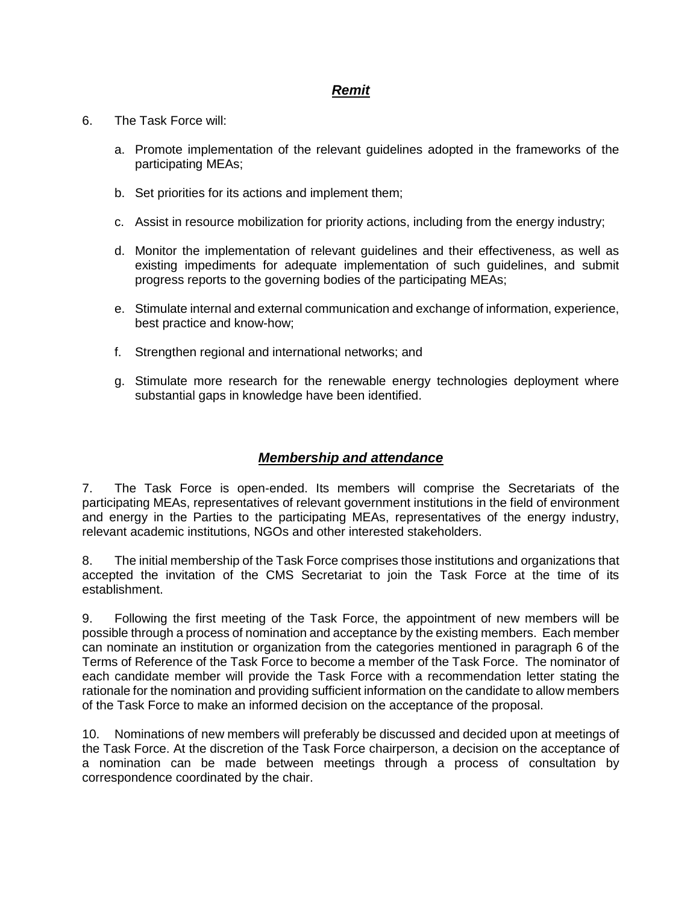## ***Remit***

6. The Task Force will:

   a. Promote implementation of the relevant guidelines adopted in the frameworks of the participating MEAs;

   b. Set priorities for its actions and implement them;

   c. Assist in resource mobilization for priority actions, including from the energy industry;

   d. Monitor the implementation of relevant guidelines and their effectiveness, as well as existing impediments for adequate implementation of such guidelines, and submit progress reports to the governing bodies of the participating MEAs;

   e. Stimulate internal and external communication and exchange of information, experience, best practice and know-how;

   f. Strengthen regional and international networks; and

   g. Stimulate more research for the renewable energy technologies deployment where substantial gaps in knowledge have been identified.

## ***Membership and attendance***

7. The Task Force is open-ended. Its members will comprise the Secretariats of the participating MEAs, representatives of relevant government institutions in the field of environment and energy in the Parties to the participating MEAs, representatives of the energy industry, relevant academic institutions, NGOs and other interested stakeholders.

8. The initial membership of the Task Force comprises those institutions and organizations that accepted the invitation of the CMS Secretariat to join the Task Force at the time of its establishment.

9. Following the first meeting of the Task Force, the appointment of new members will be possible through a process of nomination and acceptance by the existing members. Each member can nominate an institution or organization from the categories mentioned in paragraph 6 of the Terms of Reference of the Task Force to become a member of the Task Force. The nominator of each candidate member will provide the Task Force with a recommendation letter stating the rationale for the nomination and providing sufficient information on the candidate to allow members of the Task Force to make an informed decision on the acceptance of the proposal.

10. Nominations of new members will preferably be discussed and decided upon at meetings of the Task Force. At the discretion of the Task Force chairperson, a decision on the acceptance of a nomination can be made between meetings through a process of consultation by correspondence coordinated by the chair.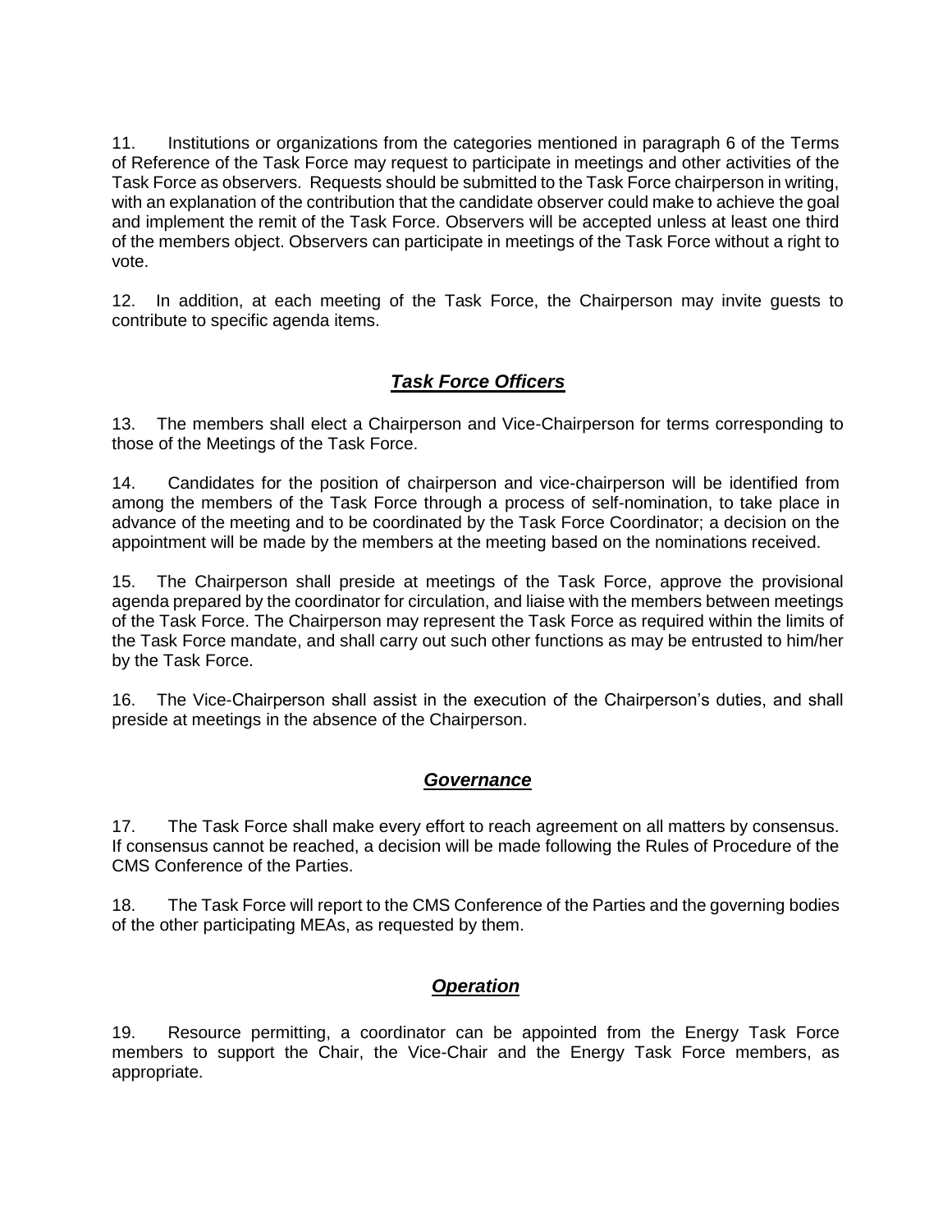11. Institutions or organizations from the categories mentioned in paragraph 6 of the Terms of Reference of the Task Force may request to participate in meetings and other activities of the Task Force as observers. Requests should be submitted to the Task Force chairperson in writing, with an explanation of the contribution that the candidate observer could make to achieve the goal and implement the remit of the Task Force. Observers will be accepted unless at least one third of the members object. Observers can participate in meetings of the Task Force without a right to vote.

12. In addition, at each meeting of the Task Force, the Chairperson may invite guests to contribute to specific agenda items.

## ***Task Force Officers***

13. The members shall elect a Chairperson and Vice-Chairperson for terms corresponding to those of the Meetings of the Task Force.

14. Candidates for the position of chairperson and vice-chairperson will be identified from among the members of the Task Force through a process of self-nomination, to take place in advance of the meeting and to be coordinated by the Task Force Coordinator; a decision on the appointment will be made by the members at the meeting based on the nominations received.

15. The Chairperson shall preside at meetings of the Task Force, approve the provisional agenda prepared by the coordinator for circulation, and liaise with the members between meetings of the Task Force. The Chairperson may represent the Task Force as required within the limits of the Task Force mandate, and shall carry out such other functions as may be entrusted to him/her by the Task Force.

16. The Vice-Chairperson shall assist in the execution of the Chairperson's duties, and shall preside at meetings in the absence of the Chairperson.

## ***Governance***

17. The Task Force shall make every effort to reach agreement on all matters by consensus. If consensus cannot be reached, a decision will be made following the Rules of Procedure of the CMS Conference of the Parties.

18. The Task Force will report to the CMS Conference of the Parties and the governing bodies of the other participating MEAs, as requested by them.

## ***Operation***

19. Resource permitting, a coordinator can be appointed from the Energy Task Force members to support the Chair, the Vice-Chair and the Energy Task Force members, as appropriate.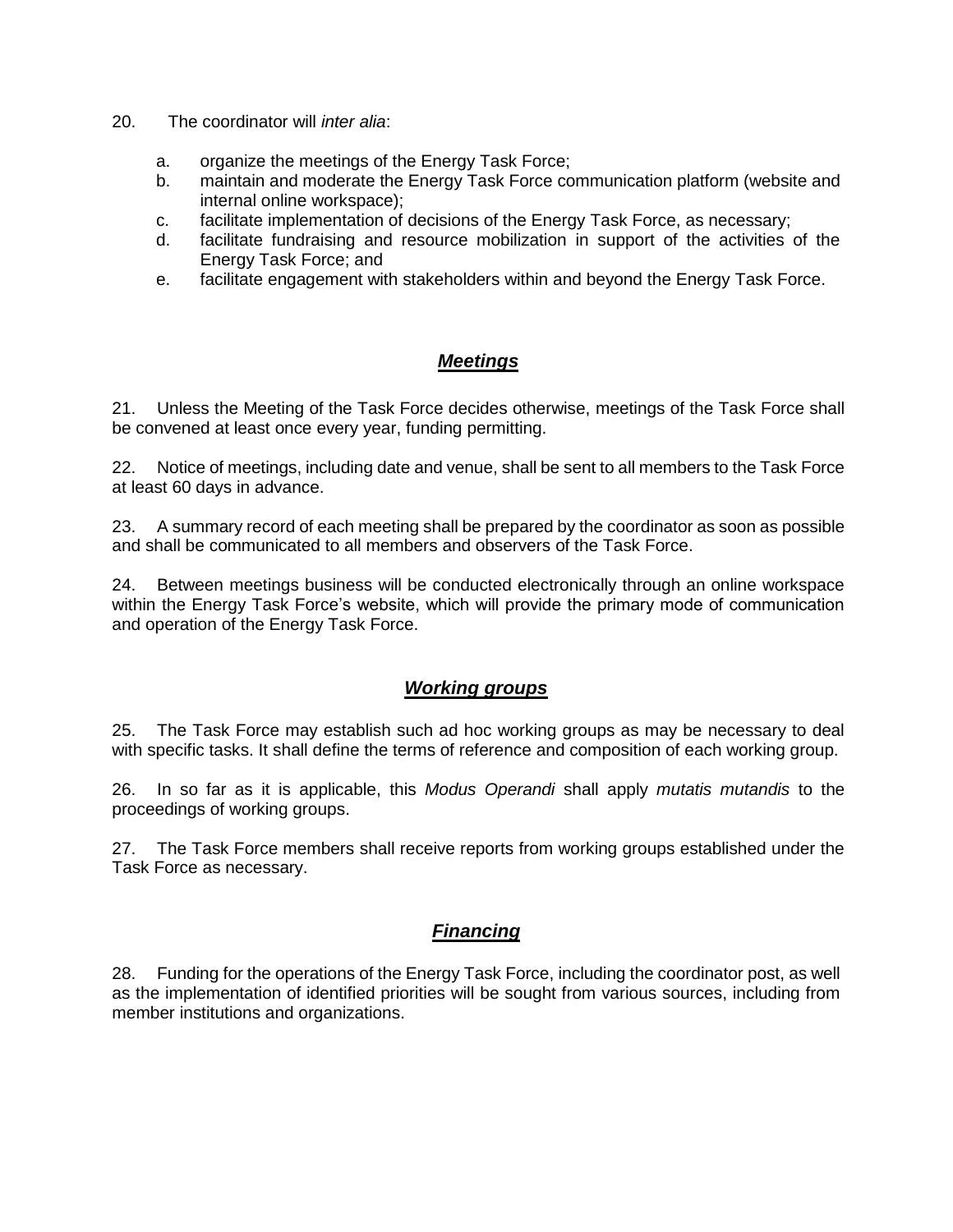20. The coordinator will *inter alia*:

   a. organize the meetings of the Energy Task Force;
   b. maintain and moderate the Energy Task Force communication platform (website and internal online workspace);
   c. facilitate implementation of decisions of the Energy Task Force, as necessary;
   d. facilitate fundraising and resource mobilization in support of the activities of the Energy Task Force; and
   e. facilitate engagement with stakeholders within and beyond the Energy Task Force.

## ***Meetings***

21. Unless the Meeting of the Task Force decides otherwise, meetings of the Task Force shall be convened at least once every year, funding permitting.

22. Notice of meetings, including date and venue, shall be sent to all members to the Task Force at least 60 days in advance.

23. A summary record of each meeting shall be prepared by the coordinator as soon as possible and shall be communicated to all members and observers of the Task Force.

24. Between meetings business will be conducted electronically through an online workspace within the Energy Task Force's website, which will provide the primary mode of communication and operation of the Energy Task Force.

## ***Working groups***

25. The Task Force may establish such ad hoc working groups as may be necessary to deal with specific tasks. It shall define the terms of reference and composition of each working group.

26. In so far as it is applicable, this *Modus Operandi* shall apply *mutatis mutandis* to the proceedings of working groups.

27. The Task Force members shall receive reports from working groups established under the Task Force as necessary.

## ***Financing***

28. Funding for the operations of the Energy Task Force, including the coordinator post, as well as the implementation of identified priorities will be sought from various sources, including from member institutions and organizations.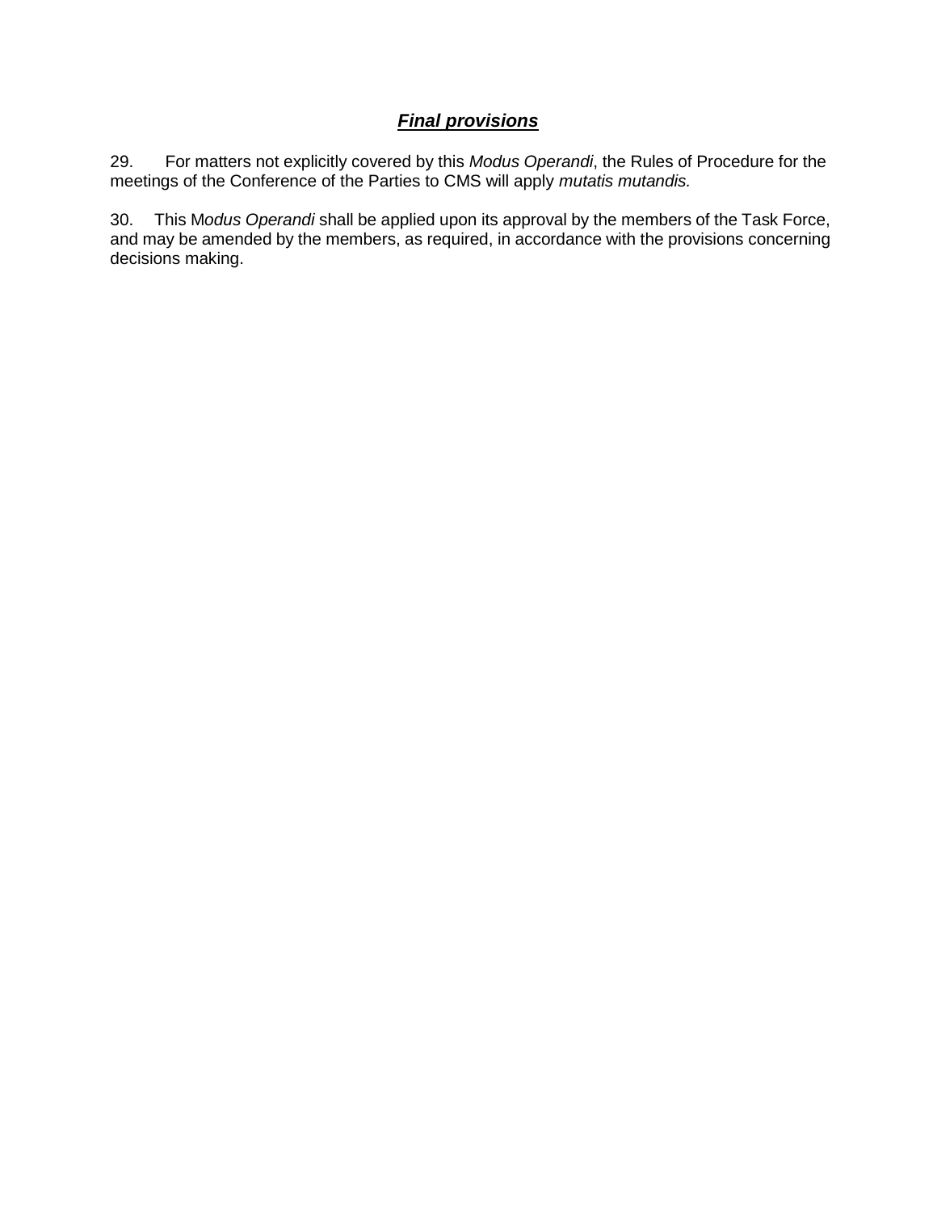## ***Final provisions***

29. For matters not explicitly covered by this *Modus Operandi*, the Rules of Procedure for the meetings of the Conference of the Parties to CMS will apply *mutatis mutandis.*

30. This M*odus Operandi* shall be applied upon its approval by the members of the Task Force, and may be amended by the members, as required, in accordance with the provisions concerning decisions making.